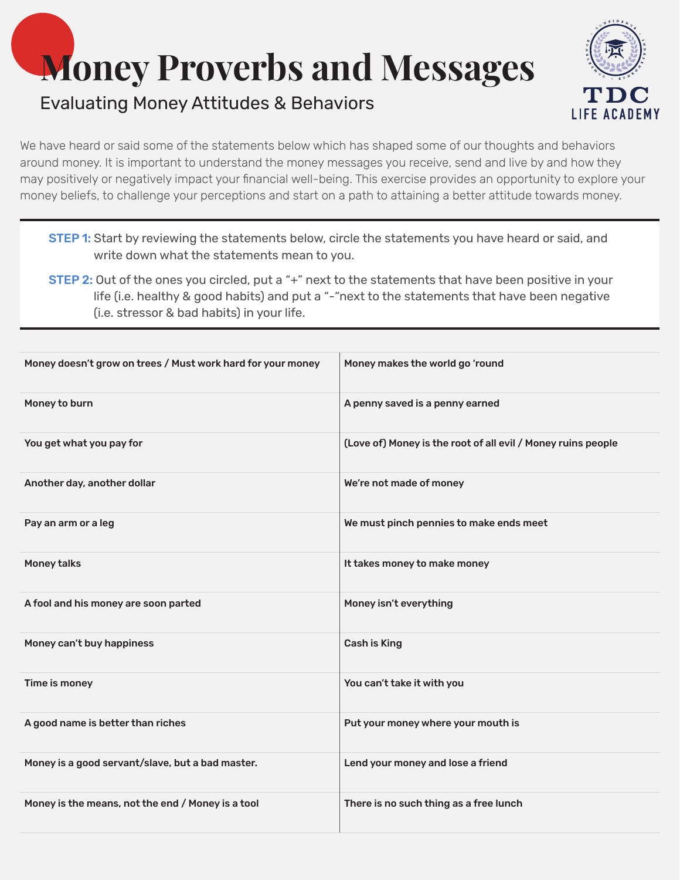# Money Proverbs and Messages

## Evaluating Money Attitudes & Behaviors

TDC LIFE ACADEMY

We have heard or said some of the statements below which has shaped some of our thoughts and behaviors around money. It is important to understand the money messages you receive, send and live by and how they may positively or negatively impact your financial well-being. This exercise provides an opportunity to explore your money beliefs, to challenge your perceptions and start on a path to attaining a better attitude towards money.

**STEP 1:** Start by reviewing the statements below, circle the statements you have heard or said, and write down what the statements mean to you.

**STEP 2:** Out of the ones you circled, put a "+" next to the statements that have been positive in your life (i.e. healthy & good habits) and put a "-"next to the statements that have been negative (i.e. stressor & bad habits) in your life.

| | |
|---|---|
| **Money doesn't grow on trees / Must work hard for your money** | **Money makes the world go 'round** |
| **Money to burn** | **A penny saved is a penny earned** |
| **You get what you pay for** | **(Love of) Money is the root of all evil / Money ruins people** |
| **Another day, another dollar** | **We're not made of money** |
| **Pay an arm or a leg** | **We must pinch pennies to make ends meet** |
| **Money talks** | **It takes money to make money** |
| **A fool and his money are soon parted** | **Money isn't everything** |
| **Money can't buy happiness** | **Cash is King** |
| **Time is money** | **You can't take it with you** |
| **A good name is better than riches** | **Put your money where your mouth is** |
| **Money is a good servant/slave, but a bad master.** | **Lend your money and lose a friend** |
| **Money is the means, not the end / Money is a tool** | **There is no such thing as a free lunch** |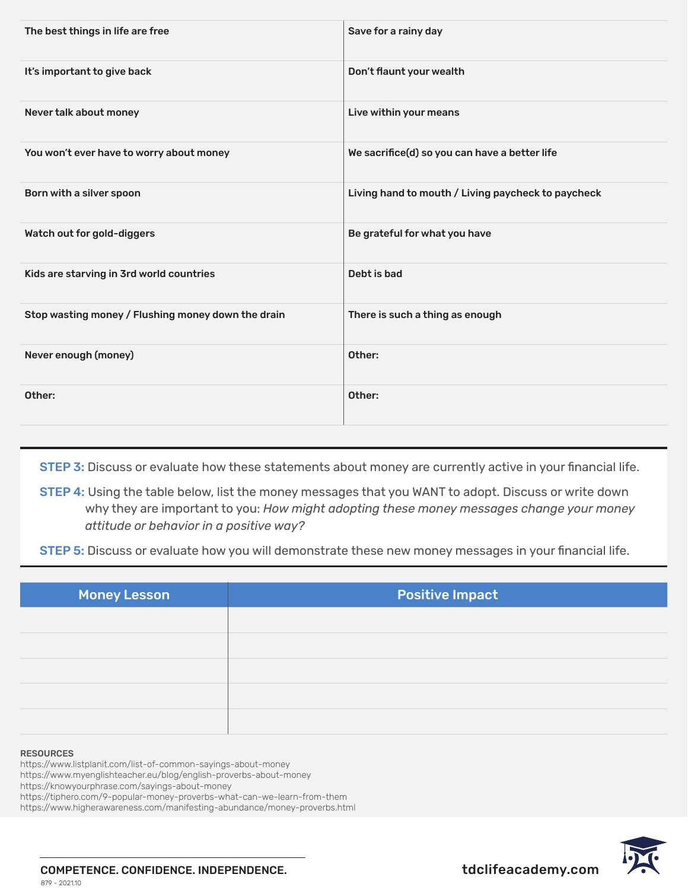| | |
|---|---|
| The best things in life are free | Save for a rainy day |
| It's important to give back | Don't flaunt your wealth |
| Never talk about money | Live within your means |
| You won't ever have to worry about money | We sacrifice(d) so you can have a better life |
| Born with a silver spoon | Living hand to mouth / Living paycheck to paycheck |
| Watch out for gold-diggers | Be grateful for what you have |
| Kids are starving in 3rd world countries | Debt is bad |
| Stop wasting money / Flushing money down the drain | There is such a thing as enough |
| Never enough (money) | Other: |
| Other: | Other: |

**STEP 3:** Discuss or evaluate how these statements about money are currently active in your financial life.

**STEP 4:** Using the table below, list the money messages that you WANT to adopt. Discuss or write down why they are important to you: *How might adopting these money messages change your money attitude or behavior in a positive way?*

**STEP 5:** Discuss or evaluate how you will demonstrate these new money messages in your financial life.

| Money Lesson | Positive Impact |
|---|---|
| | |
| | |
| | |
| | |
| | |

**RESOURCES**

https://www.listplanit.com/list-of-common-sayings-about-money
https://www.myenglishteacher.eu/blog/english-proverbs-about-money
https://knowyourphrase.com/sayings-about-money
https://tiphero.com/9-popular-money-proverbs-what-can-we-learn-from-them
https://www.higherawareness.com/manifesting-abundance/money-proverbs.html

COMPETENCE. CONFIDENCE. INDEPENDENCE.

879 - 2021.10

tdclifeacademy.com